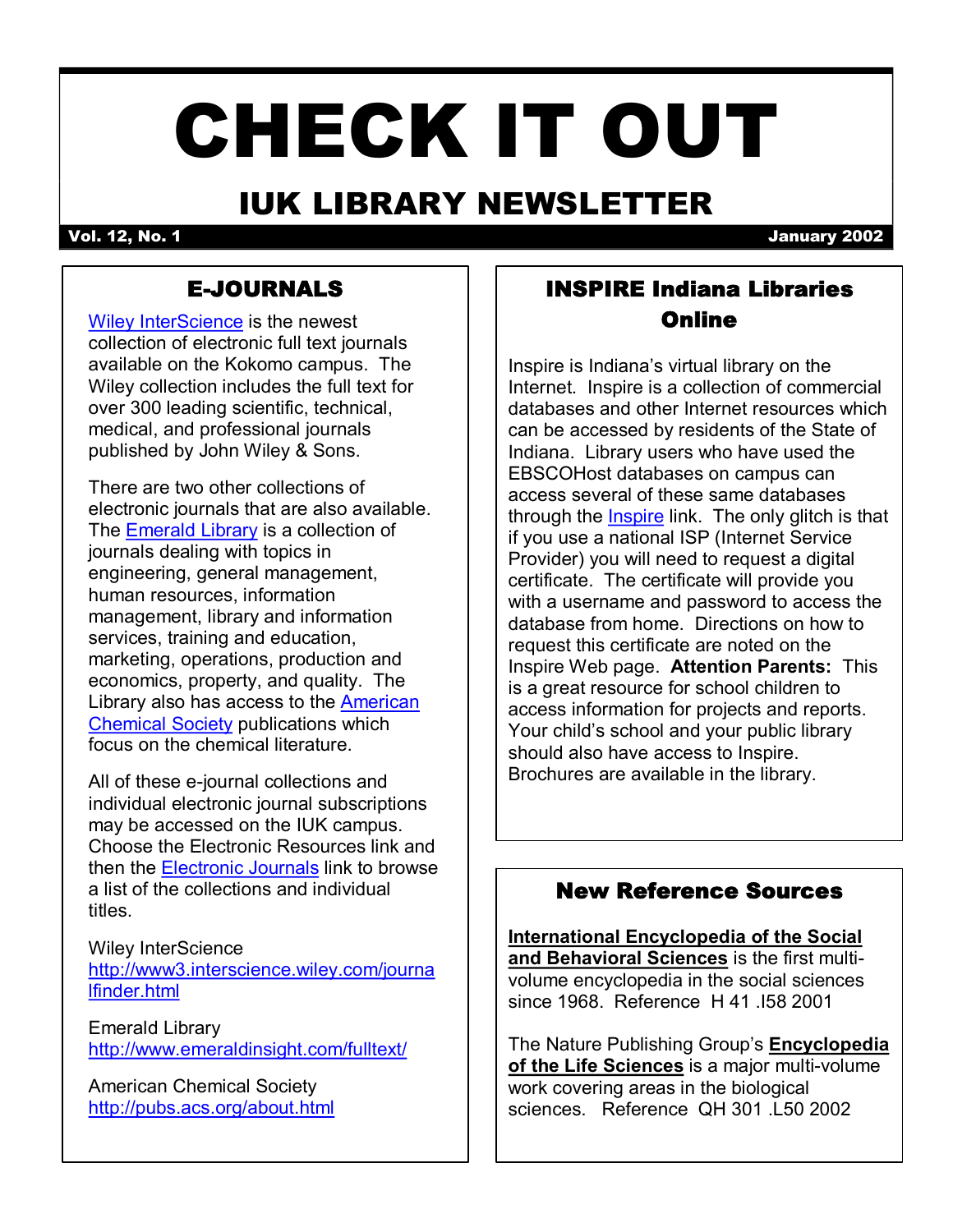# CHECK IT OUT

## IUK LIBRARY NEWSLETTER

**Vol. 12, No. 1** **January 2002**

## E-JOURNALS

Wiley InterScience is the newest collection of electronic full text journals available on the Kokomo campus. The Wiley collection includes the full text for over 300 leading scientific, technical, medical, and professional journals published by John Wiley & Sons.

There are two other collections of electronic journals that are also available. The Emerald Library is a collection of journals dealing with topics in engineering, general management, human resources, information management, library and information services, training and education, marketing, operations, production and economics, property, and quality. The Library also has access to the American Chemical Society publications which focus on the chemical literature.

All of these e-journal collections and individual electronic journal subscriptions may be accessed on the IUK campus. Choose the Electronic Resources link and then the Electronic Journals link to browse a list of the collections and individual titles.

Wiley InterScience
http://www3.interscience.wiley.com/journalfinder.html

Emerald Library
http://www.emeraldinsight.com/fulltext/

American Chemical Society
http://pubs.acs.org/about.html

## INSPIRE Indiana Libraries Online

Inspire is Indiana's virtual library on the Internet. Inspire is a collection of commercial databases and other Internet resources which can be accessed by residents of the State of Indiana. Library users who have used the EBSCOHost databases on campus can access several of these same databases through the Inspire link. The only glitch is that if you use a national ISP (Internet Service Provider) you will need to request a digital certificate. The certificate will provide you with a username and password to access the database from home. Directions on how to request this certificate are noted on the Inspire Web page. **Attention Parents:** This is a great resource for school children to access information for projects and reports. Your child's school and your public library should also have access to Inspire. Brochures are available in the library.

## New Reference Sources

**International Encyclopedia of the Social and Behavioral Sciences** is the first multi-volume encyclopedia in the social sciences since 1968. Reference H 41 .I58 2001

The Nature Publishing Group's **Encyclopedia of the Life Sciences** is a major multi-volume work covering areas in the biological sciences. Reference QH 301 .L50 2002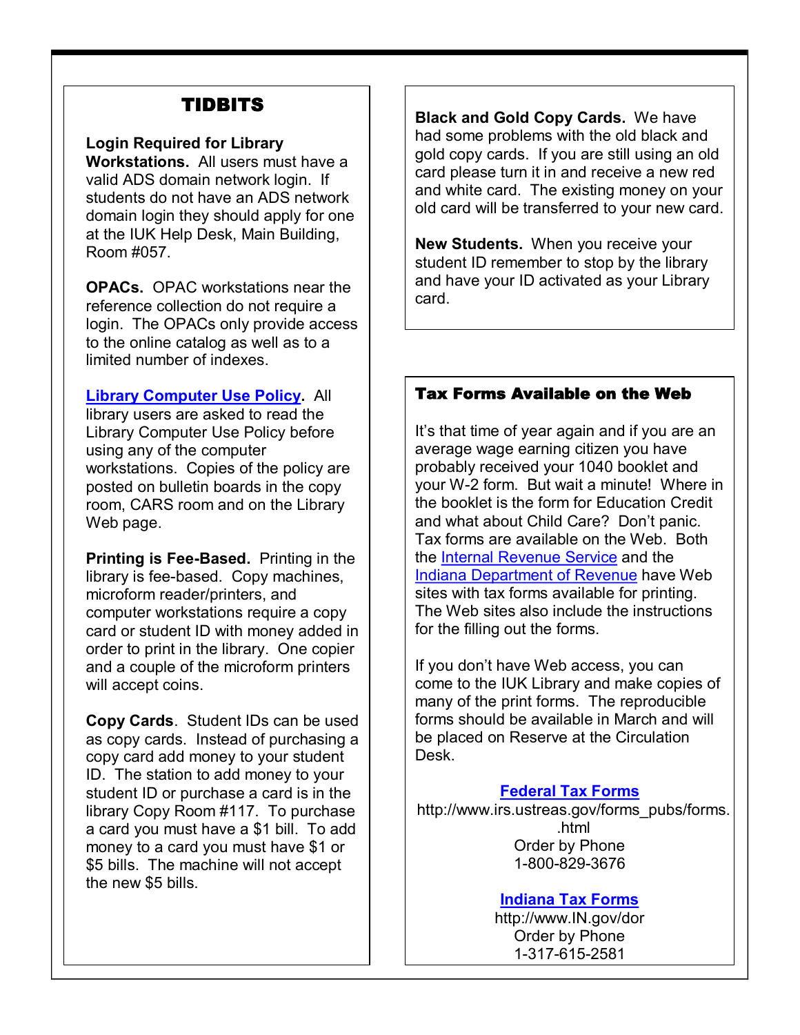## TIDBITS

**Login Required for Library Workstations.** All users must have a valid ADS domain network login. If students do not have an ADS network domain login they should apply for one at the IUK Help Desk, Main Building, Room #057.

**OPACs.** OPAC workstations near the reference collection do not require a login. The OPACs only provide access to the online catalog as well as to a limited number of indexes.

**Library Computer Use Policy.** All library users are asked to read the Library Computer Use Policy before using any of the computer workstations. Copies of the policy are posted on bulletin boards in the copy room, CARS room and on the Library Web page.

**Printing is Fee-Based.** Printing in the library is fee-based. Copy machines, microform reader/printers, and computer workstations require a copy card or student ID with money added in order to print in the library. One copier and a couple of the microform printers will accept coins.

**Copy Cards**. Student IDs can be used as copy cards. Instead of purchasing a copy card add money to your student ID. The station to add money to your student ID or purchase a card is in the library Copy Room #117. To purchase a card you must have a $1 bill. To add money to a card you must have $1 or $5 bills. The machine will not accept the new $5 bills.

**Black and Gold Copy Cards.** We have had some problems with the old black and gold copy cards. If you are still using an old card please turn it in and receive a new red and white card. The existing money on your old card will be transferred to your new card.

**New Students.** When you receive your student ID remember to stop by the library and have your ID activated as your Library card.

## Tax Forms Available on the Web

It's that time of year again and if you are an average wage earning citizen you have probably received your 1040 booklet and your W-2 form. But wait a minute! Where in the booklet is the form for Education Credit and what about Child Care? Don't panic. Tax forms are available on the Web. Both the Internal Revenue Service and the Indiana Department of Revenue have Web sites with tax forms available for printing. The Web sites also include the instructions for the filling out the forms.

If you don't have Web access, you can come to the IUK Library and make copies of many of the print forms. The reproducible forms should be available in March and will be placed on Reserve at the Circulation Desk.

**Federal Tax Forms**
http://www.irs.ustreas.gov/forms_pubs/forms.html
Order by Phone
1-800-829-3676

**Indiana Tax Forms**
http://www.IN.gov/dor
Order by Phone
1-317-615-2581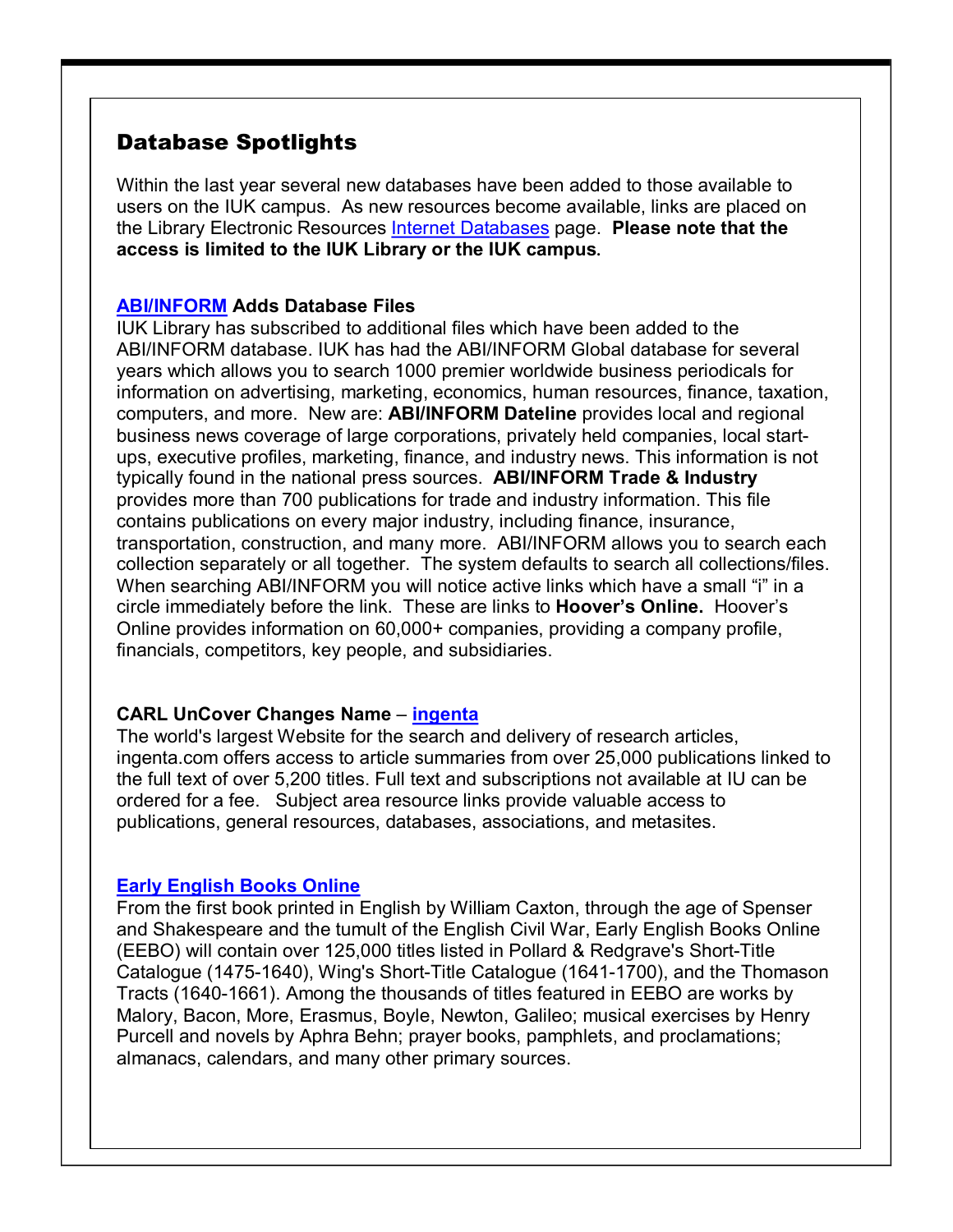## Database Spotlights

Within the last year several new databases have been added to those available to users on the IUK campus. As new resources become available, links are placed on the Library Electronic Resources Internet Databases page. **Please note that the access is limited to the IUK Library or the IUK campus.**

**ABI/INFORM Adds Database Files**

IUK Library has subscribed to additional files which have been added to the ABI/INFORM database. IUK has had the ABI/INFORM Global database for several years which allows you to search 1000 premier worldwide business periodicals for information on advertising, marketing, economics, human resources, finance, taxation, computers, and more. New are: **ABI/INFORM Dateline** provides local and regional business news coverage of large corporations, privately held companies, local start-ups, executive profiles, marketing, finance, and industry news. This information is not typically found in the national press sources. **ABI/INFORM Trade & Industry** provides more than 700 publications for trade and industry information. This file contains publications on every major industry, including finance, insurance, transportation, construction, and many more. ABI/INFORM allows you to search each collection separately or all together. The system defaults to search all collections/files. When searching ABI/INFORM you will notice active links which have a small "i" in a circle immediately before the link. These are links to **Hoover's Online.** Hoover's Online provides information on 60,000+ companies, providing a company profile, financials, competitors, key people, and subsidiaries.

**CARL UnCover Changes Name – ingenta**

The world's largest Website for the search and delivery of research articles, ingenta.com offers access to article summaries from over 25,000 publications linked to the full text of over 5,200 titles. Full text and subscriptions not available at IU can be ordered for a fee. Subject area resource links provide valuable access to publications, general resources, databases, associations, and metasites.

**Early English Books Online**

From the first book printed in English by William Caxton, through the age of Spenser and Shakespeare and the tumult of the English Civil War, Early English Books Online (EEBO) will contain over 125,000 titles listed in Pollard & Redgrave's Short-Title Catalogue (1475-1640), Wing's Short-Title Catalogue (1641-1700), and the Thomason Tracts (1640-1661). Among the thousands of titles featured in EEBO are works by Malory, Bacon, More, Erasmus, Boyle, Newton, Galileo; musical exercises by Henry Purcell and novels by Aphra Behn; prayer books, pamphlets, and proclamations; almanacs, calendars, and many other primary sources.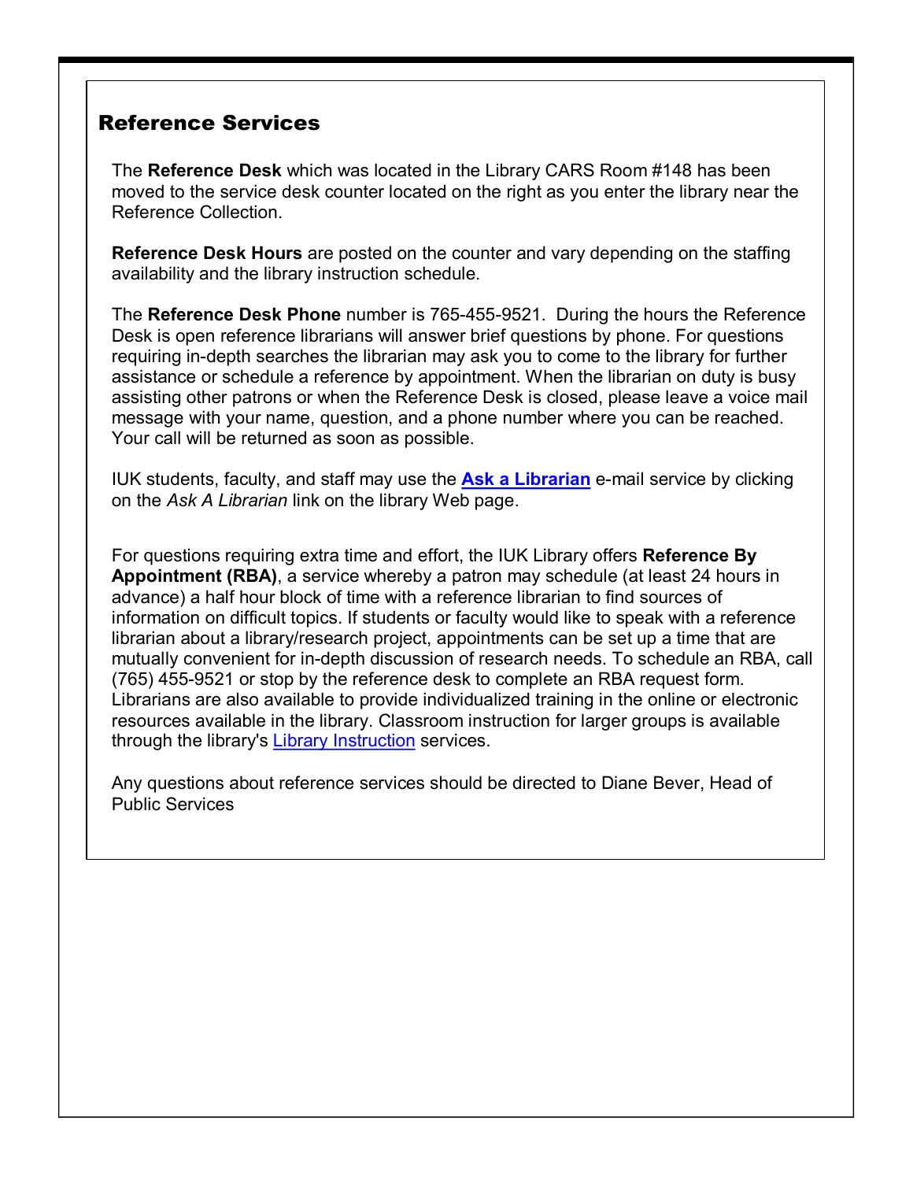## Reference Services

The **Reference Desk** which was located in the Library CARS Room #148 has been moved to the service desk counter located on the right as you enter the library near the Reference Collection.

**Reference Desk Hours** are posted on the counter and vary depending on the staffing availability and the library instruction schedule.

The **Reference Desk Phone** number is 765-455-9521. During the hours the Reference Desk is open reference librarians will answer brief questions by phone. For questions requiring in-depth searches the librarian may ask you to come to the library for further assistance or schedule a reference by appointment. When the librarian on duty is busy assisting other patrons or when the Reference Desk is closed, please leave a voice mail message with your name, question, and a phone number where you can be reached. Your call will be returned as soon as possible.

IUK students, faculty, and staff may use the **Ask a Librarian** e-mail service by clicking on the *Ask A Librarian* link on the library Web page.

For questions requiring extra time and effort, the IUK Library offers **Reference By Appointment (RBA)**, a service whereby a patron may schedule (at least 24 hours in advance) a half hour block of time with a reference librarian to find sources of information on difficult topics. If students or faculty would like to speak with a reference librarian about a library/research project, appointments can be set up a time that are mutually convenient for in-depth discussion of research needs. To schedule an RBA, call (765) 455-9521 or stop by the reference desk to complete an RBA request form. Librarians are also available to provide individualized training in the online or electronic resources available in the library. Classroom instruction for larger groups is available through the library's Library Instruction services.

Any questions about reference services should be directed to Diane Bever, Head of Public Services